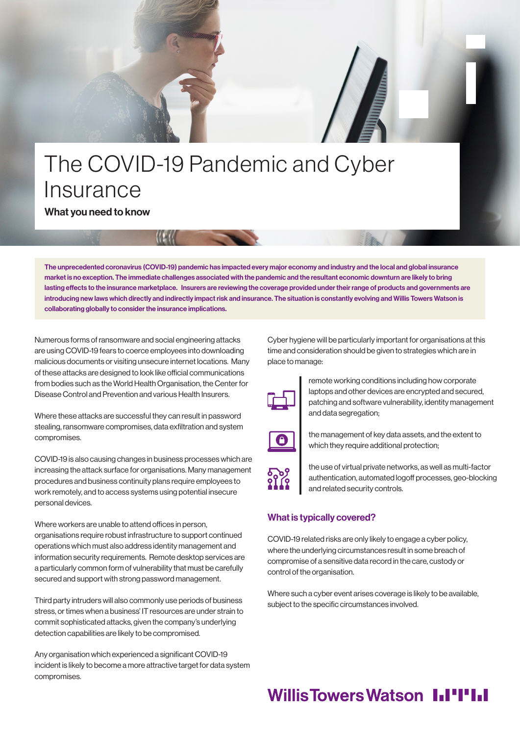# The COVID-19 Pandemic and Cyber Insurance

**What you need to know**

**The unprecedented coronavirus (COVID-19) pandemic has impacted every major economy and industry and the local and global insurance market is no exception. The immediate challenges associated with the pandemic and the resultant economic downturn are likely to bring lasting effects to the insurance marketplace. Insurers are reviewing the coverage provided under their range of products and governments are introducing new laws which directly and indirectly impact risk and insurance. The situation is constantly evolving and Willis Towers Watson is collaborating globally to consider the insurance implications.**

Numerous forms of ransomware and social engineering attacks are using COVID-19 fears to coerce employees into downloading malicious documents or visiting unsecure internet locations. Many of these attacks are designed to look like official communications from bodies such as the World Health Organisation, the Center for Disease Control and Prevention and various Health Insurers.

Where these attacks are successful they can result in password stealing, ransomware compromises, data exfiltration and system compromises.

COVID-19 is also causing changes in business processes which are increasing the attack surface for organisations. Many management procedures and business continuity plans require employees to work remotely, and to access systems using potential insecure personal devices.

Where workers are unable to attend offices in person, organisations require robust infrastructure to support continued operations which must also address identity management and information security requirements. Remote desktop services are a particularly common form of vulnerability that must be carefully secured and support with strong password management.

Third party intruders will also commonly use periods of business stress, or times when a business' IT resources are under strain to commit sophisticated attacks, given the company's underlying detection capabilities are likely to be compromised.

Any organisation which experienced a significant COVID-19 incident is likely to become a more attractive target for data system compromises.

Cyber hygiene will be particularly important for organisations at this time and consideration should be given to strategies which are in place to manage:

- remote working conditions including how corporate laptops and other devices are encrypted and secured, patching and software vulnerability, identity management and data segregation;
- the management of key data assets, and the extent to which they require additional protection;
- the use of virtual private networks, as well as multi-factor authentication, automated logoff processes, geo-blocking and related security controls.

## What is typically covered?

COVID-19 related risks are only likely to engage a cyber policy, where the underlying circumstances result in some breach of compromise of a sensitive data record in the care, custody or control of the organisation.

Where such a cyber event arises coverage is likely to be available, subject to the specific circumstances involved.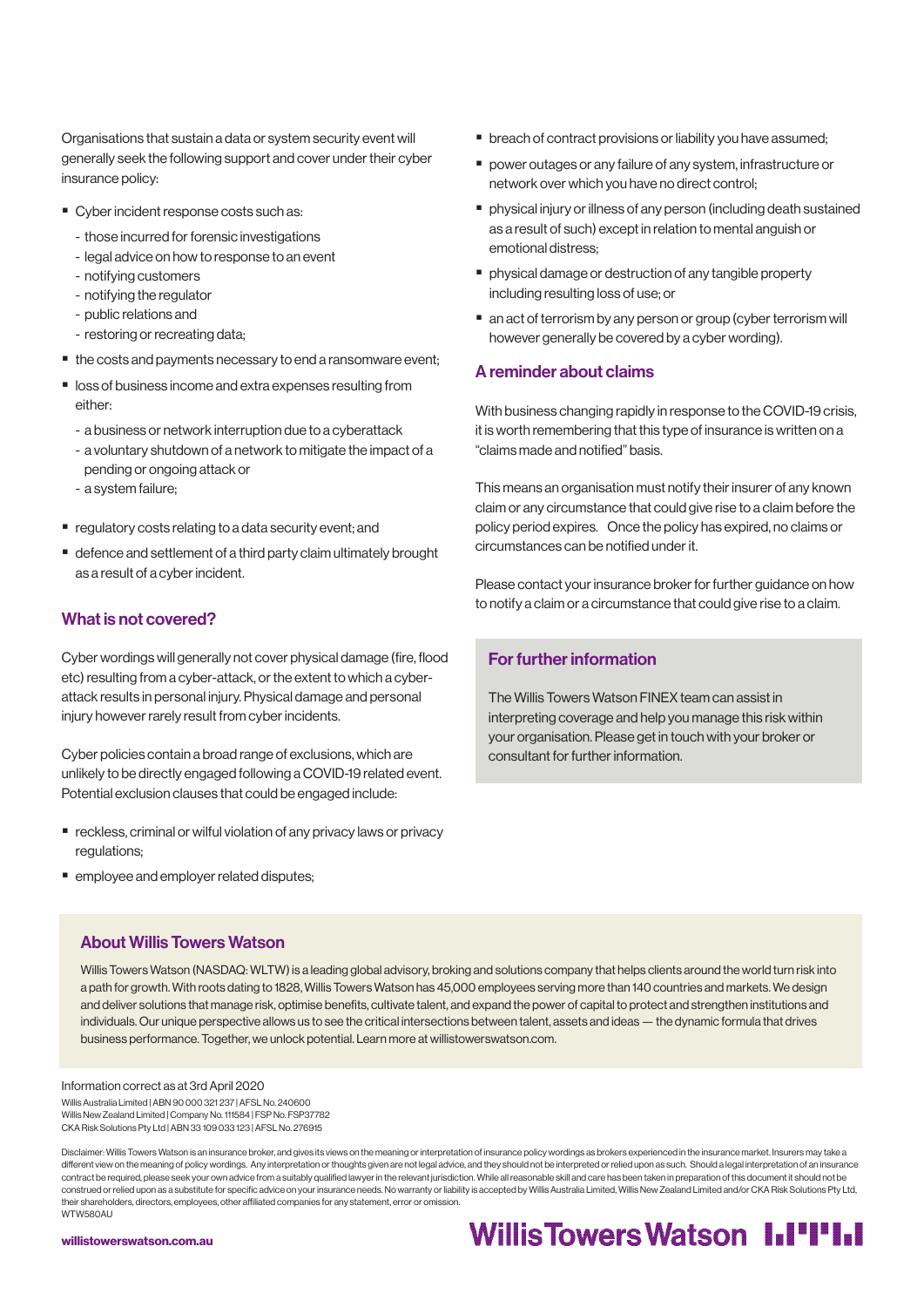Organisations that sustain a data or system security event will generally seek the following support and cover under their cyber insurance policy:

- Cyber incident response costs such as:
  - those incurred for forensic investigations
  - legal advice on how to response to an event
  - notifying customers
  - notifying the regulator
  - public relations and
  - restoring or recreating data;
- the costs and payments necessary to end a ransomware event;
- loss of business income and extra expenses resulting from either:
  - a business or network interruption due to a cyberattack
  - a voluntary shutdown of a network to mitigate the impact of a pending or ongoing attack or
  - a system failure;
- regulatory costs relating to a data security event; and
- defence and settlement of a third party claim ultimately brought as a result of a cyber incident.

## What is not covered?

Cyber wordings will generally not cover physical damage (fire, flood etc) resulting from a cyber-attack, or the extent to which a cyber-attack results in personal injury. Physical damage and personal injury however rarely result from cyber incidents.

Cyber policies contain a broad range of exclusions, which are unlikely to be directly engaged following a COVID-19 related event. Potential exclusion clauses that could be engaged include:

- reckless, criminal or wilful violation of any privacy laws or privacy regulations;
- employee and employer related disputes;
- breach of contract provisions or liability you have assumed;
- power outages or any failure of any system, infrastructure or network over which you have no direct control;
- physical injury or illness of any person (including death sustained as a result of such) except in relation to mental anguish or emotional distress;
- physical damage or destruction of any tangible property including resulting loss of use; or
- an act of terrorism by any person or group (cyber terrorism will however generally be covered by a cyber wording).

## A reminder about claims

With business changing rapidly in response to the COVID-19 crisis, it is worth remembering that this type of insurance is written on a "claims made and notified" basis.

This means an organisation must notify their insurer of any known claim or any circumstance that could give rise to a claim before the policy period expires. Once the policy has expired, no claims or circumstances can be notified under it.

Please contact your insurance broker for further guidance on how to notify a claim or a circumstance that could give rise to a claim.

## For further information

The Willis Towers Watson FINEX team can assist in interpreting coverage and help you manage this risk within your organisation. Please get in touch with your broker or consultant for further information.

## About Willis Towers Watson

Willis Towers Watson (NASDAQ: WLTW) is a leading global advisory, broking and solutions company that helps clients around the world turn risk into a path for growth. With roots dating to 1828, Willis Towers Watson has 45,000 employees serving more than 140 countries and markets. We design and deliver solutions that manage risk, optimise benefits, cultivate talent, and expand the power of capital to protect and strengthen institutions and individuals. Our unique perspective allows us to see the critical intersections between talent, assets and ideas — the dynamic formula that drives business performance. Together, we unlock potential. Learn more at willistowerswatson.com.

Information correct as at 3rd April 2020

Willis Australia Limited | ABN 90 000 321 237 | AFSL No. 240600
Willis New Zealand Limited | Company No. 111584 | FSP No. FSP37782
CKA Risk Solutions Pty Ltd | ABN 33 109 033 123 | AFSL No. 276915

Disclaimer: Willis Towers Watson is an insurance broker, and gives its views on the meaning or interpretation of insurance policy wordings as brokers experienced in the insurance market. Insurers may take a different view on the meaning of policy wordings. Any interpretation or thoughts given are not legal advice, and they should not be interpreted or relied upon as such. Should a legal interpretation of an insurance contract be required, please seek your own advice from a suitably qualified lawyer in the relevant jurisdiction. While all reasonable skill and care has been taken in preparation of this document it should not be construed or relied upon as a substitute for specific advice on your insurance needs. No warranty or liability is accepted by Willis Australia Limited, Willis New Zealand Limited and/or CKA Risk Solutions Pty Ltd, their shareholders, directors, employees, other affiliated companies for any statement, error or omission.
WTW580AU

willistowerswatson.com.au

Willis Towers Watson